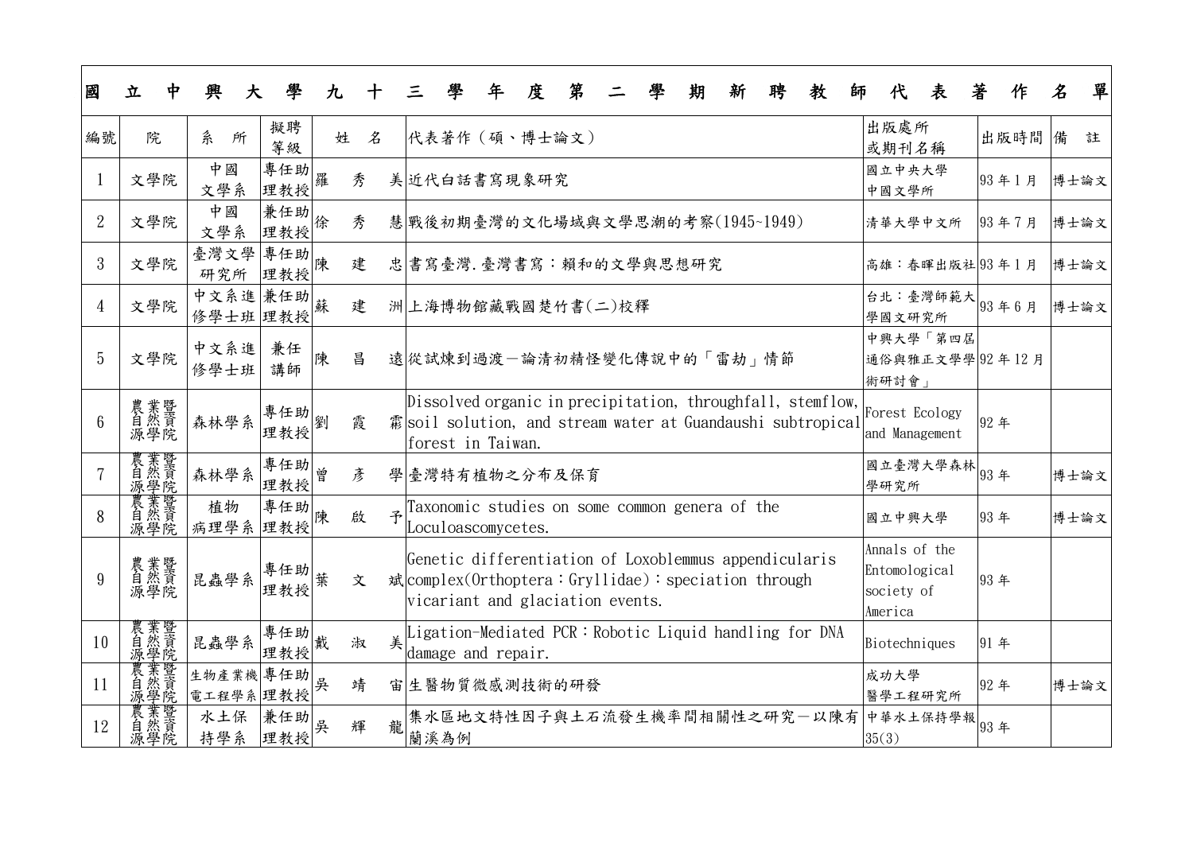| 國立中興大學九十三學年度第二學期新聘教師代表著作名單 | | | | | | | | |
|---|---|---|---|---|---|---|---|---|
| 編號 | 院 | 系所 | 擬聘等級 | 姓名 | 代表著作（碩、博士論文） | 出版處所或期刊名稱 | 出版時間 | 備註 |
| 1 | 文學院 | 中國文學系 | 專任助理教授 | 羅秀美 | 近代白話書寫現象研究 | 國立中央大學中國文學所 | 93年1月 | 博士論文 |
| 2 | 文學院 | 中國文學系 | 兼任助理教授 | 徐秀慧 | 戰後初期臺灣的文化場域與文學思潮的考察(1945~1949) | 清華大學中文所 | 93年7月 | 博士論文 |
| 3 | 文學院 | 臺灣文學研究所 | 專任助理教授 | 陳建忠 | 書寫臺灣.臺灣書寫：賴和的文學與思想研究 | 高雄：春暉出版社 | 93年1月 | 博士論文 |
| 4 | 文學院 | 中文系進修學士班 | 兼任助理教授 | 蘇建洲 | 上海博物館藏戰國楚竹書(二)校釋 | 台北：臺灣師範大學國文研究所 | 93年6月 | 博士論文 |
| 5 | 文學院 | 中文系進修學士班 | 兼任講師 | 陳昌遠 | 從試煉到過渡－論清初精怪變化傳說中的「雷劫」情節 | 中興大學「第四屆通俗與雅正文學學術研討會」 | 92年12月 | |
| 6 | 農業暨自然資源學院 | 森林學系 | 專任助理教授 | 劉霞霈 | Dissolved organic in precipitation, throughfall, stemflow, soil solution, and stream water at Guandaushi subtropical forest in Taiwan. | Forest Ecology and Management | 92年 | |
| 7 | 農業暨自然資源學院 | 森林學系 | 專任助理教授 | 曾彥學 | 臺灣特有植物之分布及保育 | 國立臺灣大學森林學研究所 | 93年 | 博士論文 |
| 8 | 農業暨自然資源學院 | 植物病理學系 | 專任助理教授 | 陳啟予 | Taxonomic studies on some common genera of the Loculoascomycetes. | 國立中興大學 | 93年 | 博士論文 |
| 9 | 農業暨自然資源學院 | 昆蟲學系 | 專任助理教授 | 葉文斌 | Genetic differentiation of Loxoblemmus appendicularis complex(Orthoptera：Gryllidae)：speciation through vicariant and glaciation events. | Annals of the Entomological society of America | 93年 | |
| 10 | 農業暨自然資源學院 | 昆蟲學系 | 專任助理教授 | 戴淑美 | Ligation-Mediated PCR：Robotic Liquid handling for DNA damage and repair. | Biotechniques | 91年 | |
| 11 | 農業暨自然資源學院 | 生物產業機電工程學系 | 專任助理教授 | 吳靖宙 | 生醫物質微感測技術的研發 | 成功大學醫學工程研究所 | 92年 | 博士論文 |
| 12 | 農業暨自然資源學院 | 水土保持學系 | 兼任助理教授 | 吳輝龍 | 集水區地文特性因子與土石流發生機率間相關性之研究－以陳有蘭溪為例 | 中華水土保持學報35(3) | 93年 | |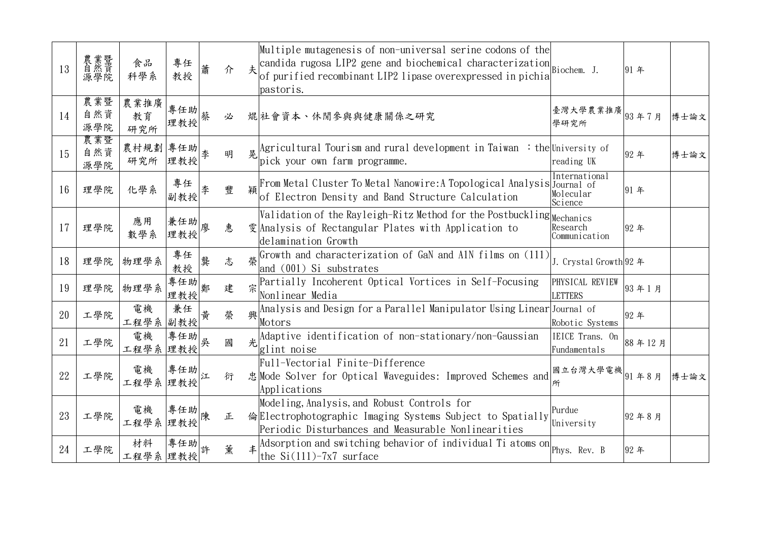| 13 | 農業暨自然資源學院 | 食品科學系 | 專任教授 | 蕭　介　夫 | Multiple mutagenesis of non-universal serine codons of the candida rugosa LIP2 gene and biochemical characterization of purified recombinant LIP2 lipase overexpressed in pichia pastoris. | Biochem. J. | 91 年 | |
|---|---|---|---|---|---|---|---|---|
| 14 | 農業暨自然資源學院 | 農業推廣教育研究所 | 專任助理教授 | 蔡　必　焜 | 社會資本、休閒參與與健康關係之研究 | 臺灣大學農業推廣學研究所 | 93 年 7 月 | 博士論文 |
| 15 | 農業暨自然資源學院 | 農村規劃研究所 | 專任助理教授 | 李　明　晃 | Agricultural Tourism and rural development in Taiwan ：the pick your own farm programme. | University of reading UK | 92 年 | 博士論文 |
| 16 | 理學院 | 化學系 | 專任副教授 | 李　豐　穎 | From Metal Cluster To Metal Nanowire:A Topological Analysis of Electron Density and Band Structure Calculation | International Journal of Molecular Science | 91 年 | |
| 17 | 理學院 | 應用數學系 | 兼任助理教授 | 廖　惠　雯 | Validation of the Rayleigh-Ritz Method for the Postbuckling Analysis of Rectangular Plates with Application to delamination Growth | Mechanics Research Communication | 92 年 | |
| 18 | 理學院 | 物理學系 | 專任教授 | 龔　志　榮 | Growth and characterization of GaN and AlN films on (111) and (001) Si substrates | J. Crystal Growth | 92 年 | |
| 19 | 理學院 | 物理學系 | 專任助理教授 | 鄭　建　宗 | Partially Incoherent Optical Vortices in Self-Focusing Nonlinear Media | PHYSICAL REVIEW LETTERS | 93 年 1 月 | |
| 20 | 工學院 | 電機工程學系 | 兼任副教授 | 黃　榮　興 | Analysis and Design for a Parallel Manipulator Using Linear Motors | Journal of Robotic Systems | 92 年 | |
| 21 | 工學院 | 電機工程學系 | 專任助理教授 | 吳　國　光 | Adaptive identification of non-stationary/non-Gaussian glint noise | IEICE Trans. On Fundamentals | 88 年 12 月 | |
| 22 | 工學院 | 電機工程學系 | 專任助理教授 | 江　衍　忠 | Full-Vectorial Finite-Difference Mode Solver for Optical Waveguides: Improved Schemes and Applications | 國立台灣大學電機所 | 91 年 8 月 | 博士論文 |
| 23 | 工學院 | 電機工程學系 | 專任助理教授 | 陳　正　倫 | Modeling, Analysis, and Robust Controls for Electrophotographic Imaging Systems Subject to Spatially Periodic Disturbances and Measurable Nonlinearities | Purdue University | 92 年 8 月 | |
| 24 | 工學院 | 材料工程學系 | 專任助理教授 | 許　薰　丰 | Adsorption and switching behavior of individual Ti atoms on the Si(111)-7x7 surface | Phys. Rev. B | 92 年 | |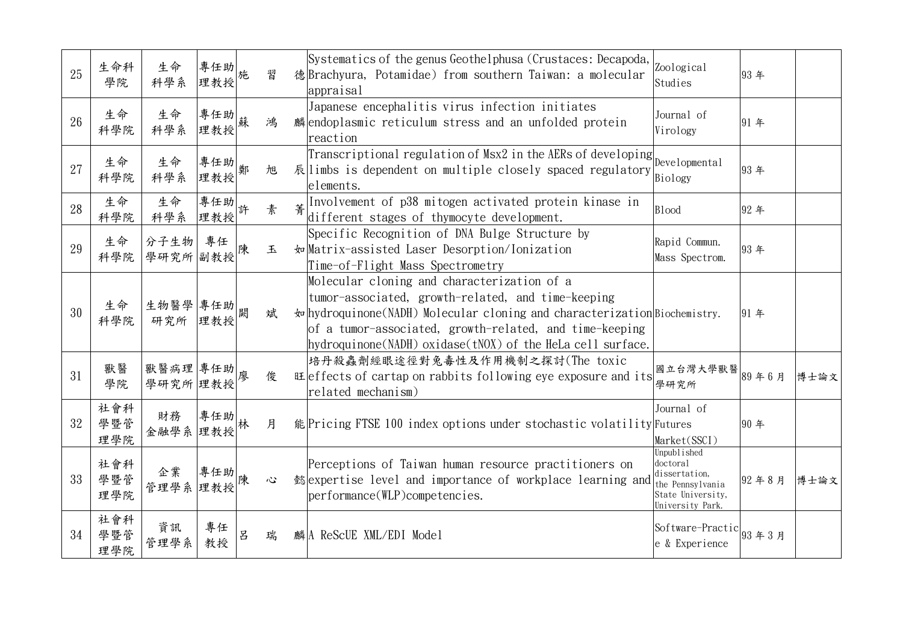| 25 | 生命科學院 | 生命科學系 | 專任助理教授 | 施　習　德 | Systematics of the genus Geothelphusa (Crustaces: Decapoda, Brachyura, Potamidae) from southern Taiwan: a molecular appraisal | Zoological Studies | 93 年 | |
|---|---|---|---|---|---|---|---|---|
| 26 | 生命科學院 | 生命科學系 | 專任助理教授 | 蘇　鴻　麟 | Japanese encephalitis virus infection initiates endoplasmic reticulum stress and an unfolded protein reaction | Journal of Virology | 91 年 | |
| 27 | 生命科學院 | 生命科學系 | 專任助理教授 | 鄭　旭　辰 | Transcriptional regulation of Msx2 in the AERs of developing limbs is dependent on multiple closely spaced regulatory elements. | Developmental Biology | 93 年 | |
| 28 | 生命科學院 | 生命科學系 | 專任助理教授 | 許　素　菁 | Involvement of p38 mitogen activated protein kinase in different stages of thymocyte development. | Blood | 92 年 | |
| 29 | 生命科學院 | 分子生物學研究所 | 專任副教授 | 陳　玉　如 | Specific Recognition of DNA Bulge Structure by Matrix-assisted Laser Desorption/Ionization Time-of-Flight Mass Spectrometry | Rapid Commun. Mass Spectrom. | 93 年 | |
| 30 | 生命科學院 | 生物醫學研究所 | 專任助理教授 | 闕　斌　如 | Molecular cloning and characterization of a tumor-associated, growth-related, and time-keeping hydroquinone(NADH) Molecular cloning and characterization of a tumor-associated, growth-related, and time-keeping hydroquinone(NADH) oxidase(tNOX) of the HeLa cell surface. | Biochemistry. | 91 年 | |
| 31 | 獸醫學院 | 獸醫病理學研究所 | 專任助理教授 | 廖　俊　旺 | 培丹殺蟲劑經眼途徑對兔毒性及作用機制之探討(The toxic effects of cartap on rabbits following eye exposure and its related mechanism) | 國立台灣大學獸醫學研究所 | 89 年 6 月 | 博士論文 |
| 32 | 社會科學暨管理學院 | 財務金融學系 | 專任助理教授 | 林　月　能 | Pricing FTSE 100 index options under stochastic volatility | Journal of Futures Market(SSCI) | 90 年 | |
| 33 | 社會科學暨管理學院 | 企業管理學系 | 專任助理教授 | 陳　心　懿 | Perceptions of Taiwan human resource practitioners on expertise level and importance of workplace learning and performance(WLP)competencies. | Unpublished doctoral dissertation, the Pennsylvania State University, University Park. | 92 年 8 月 | 博士論文 |
| 34 | 社會科學暨管理學院 | 資訊管理學系 | 專任教授 | 呂　瑞　麟 | A ReScUE XML/EDI Model | Software-Practice & Experience | 93 年 3 月 | |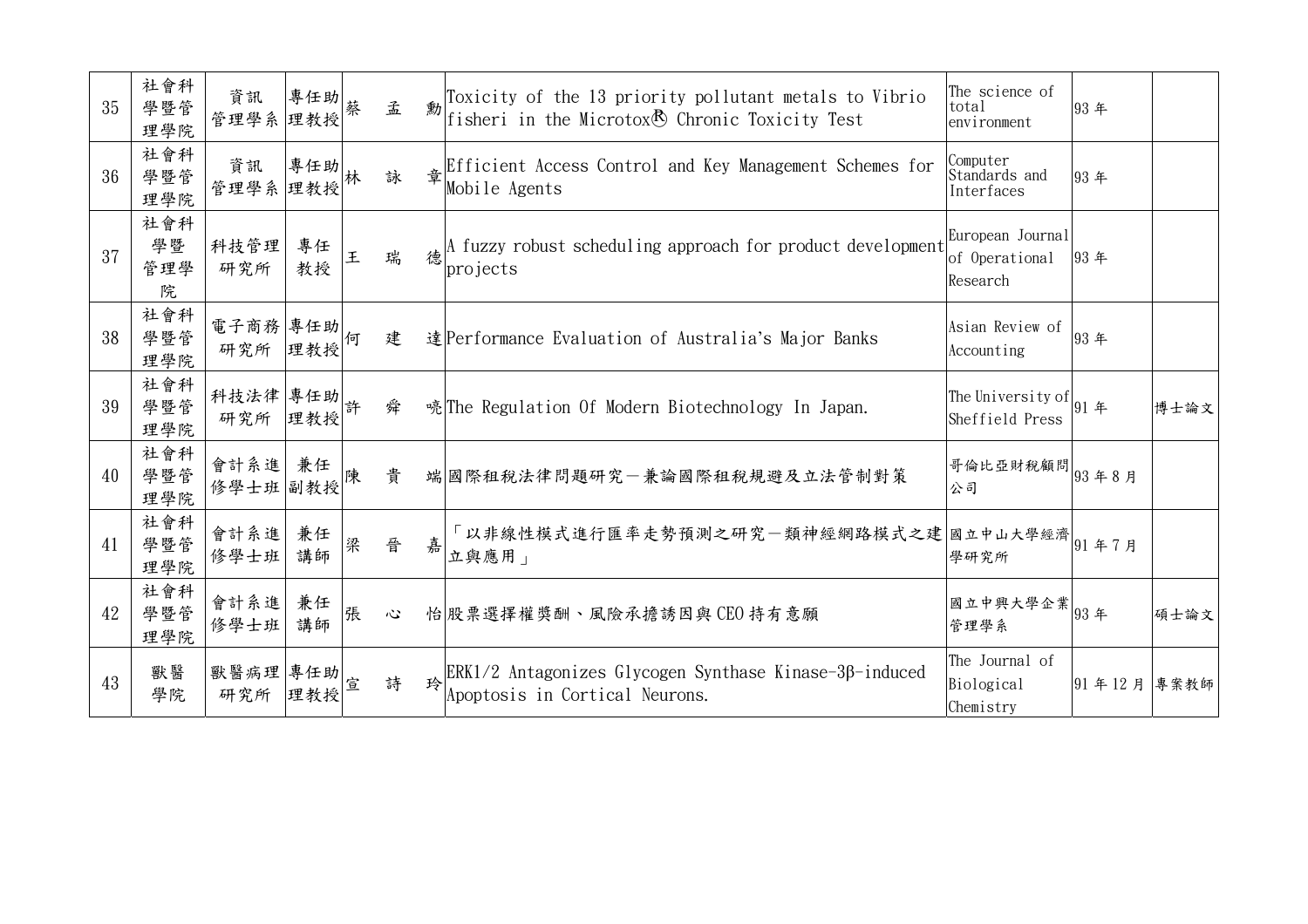| 35 | 社會科學暨管理學院 | 資訊管理學系 | 專任助理教授 | 蔡　孟　勳 | Toxicity of the 13 priority pollutant metals to Vibrio fisheri in the Microtox® Chronic Toxicity Test | The science of total environment | 93 年 | |
|---|---|---|---|---|---|---|---|---|
| 36 | 社會科學暨管理學院 | 資訊管理學系 | 專任助理教授 | 林　詠　章 | Efficient Access Control and Key Management Schemes for Mobile Agents | Computer Standards and Interfaces | 93 年 | |
| 37 | 社會科學暨管理學院 | 科技管理研究所 | 專任教授 | 王　瑞　德 | A fuzzy robust scheduling approach for product development projects | European Journal of Operational Research | 93 年 | |
| 38 | 社會科學暨管理學院 | 電子商務研究所 | 專任助理教授 | 何　建　達 | Performance Evaluation of Australia's Major Banks | Asian Review of Accounting | 93 年 | |
| 39 | 社會科學暨管理學院 | 科技法律研究所 | 專任助理教授 | 許　舜　喨 | The Regulation Of Modern Biotechnology In Japan. | The University of Sheffield Press | 91 年 | 博士論文 |
| 40 | 社會科學暨管理學院 | 會計系進修學士班 | 兼任副教授 | 陳　貴　端 | 國際租稅法律問題研究－兼論國際租稅規避及立法管制對策 | 哥倫比亞財稅顧問公司 | 93 年 8 月 | |
| 41 | 社會科學暨管理學院 | 會計系進修學士班 | 兼任講師 | 梁　晉　嘉 | 「以非線性模式進行匯率走勢預測之研究－類神經網路模式之建立與應用」 | 國立中山大學經濟學研究所 | 91 年 7 月 | |
| 42 | 社會科學暨管理學院 | 會計系進修學士班 | 兼任講師 | 張　心　怡 | 股票選擇權獎酬、風險承擔誘因與 CEO 持有意願 | 國立中興大學企業管理學系 | 93 年 | 碩士論文 |
| 43 | 獸醫學院 | 獸醫病理研究所 | 專任助理教授 | 宣　詩　玲 | ERK1/2 Antagonizes Glycogen Synthase Kinase-3β-induced Apoptosis in Cortical Neurons. | The Journal of Biological Chemistry | 91 年 12 月 | 專案教師 |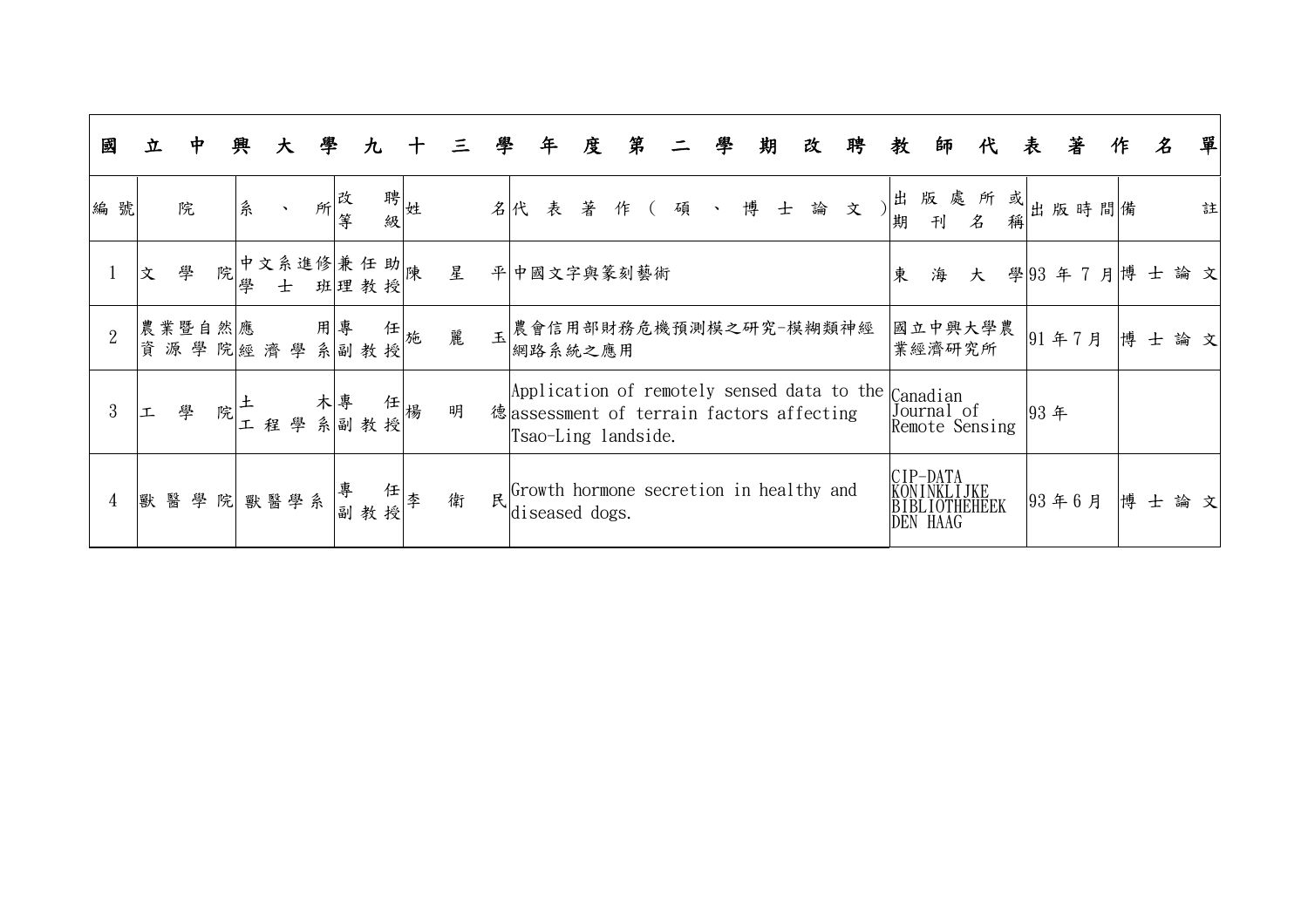| 國立中興大學九十三學年度第二學期改聘教師代表著作名單 | | | | | | | | |
|---|---|---|---|---|---|---|---|---|
| 編號 | 院 | 系、所 | 改聘等級 | 姓名 | 代表著作（碩、博士論文） | 出版處所或期刊名稱 | 出版時間 | 備註 |
| 1 | 文學院 | 中文系進修學士班 | 兼任助理教授 | 陳星平 | 中國文字與篆刻藝術 | 東海大學 | 93年7月 | 博士論文 |
| 2 | 農業暨自然資源學院 | 應用經濟學系 | 專任副教授 | 施麗玉 | 農會信用部財務危機預測模之研究-模糊類神經網路系統之應用 | 國立中興大學農業經濟研究所 | 91年7月 | 博士論文 |
| 3 | 工學院 | 土木工程學系 | 專任副教授 | 楊明德 | Application of remotely sensed data to the assessment of terrain factors affecting Tsao-Ling landside. | Canadian Journal of Remote Sensing | 93年 | |
| 4 | 獸醫學院 | 獸醫學系 | 專任副教授 | 李衛民 | Growth hormone secretion in healthy and diseased dogs. | CIP-DATA KONINKLIJKE BIBLIOTHEHEEK DEN HAAG | 93年6月 | 博士論文 |